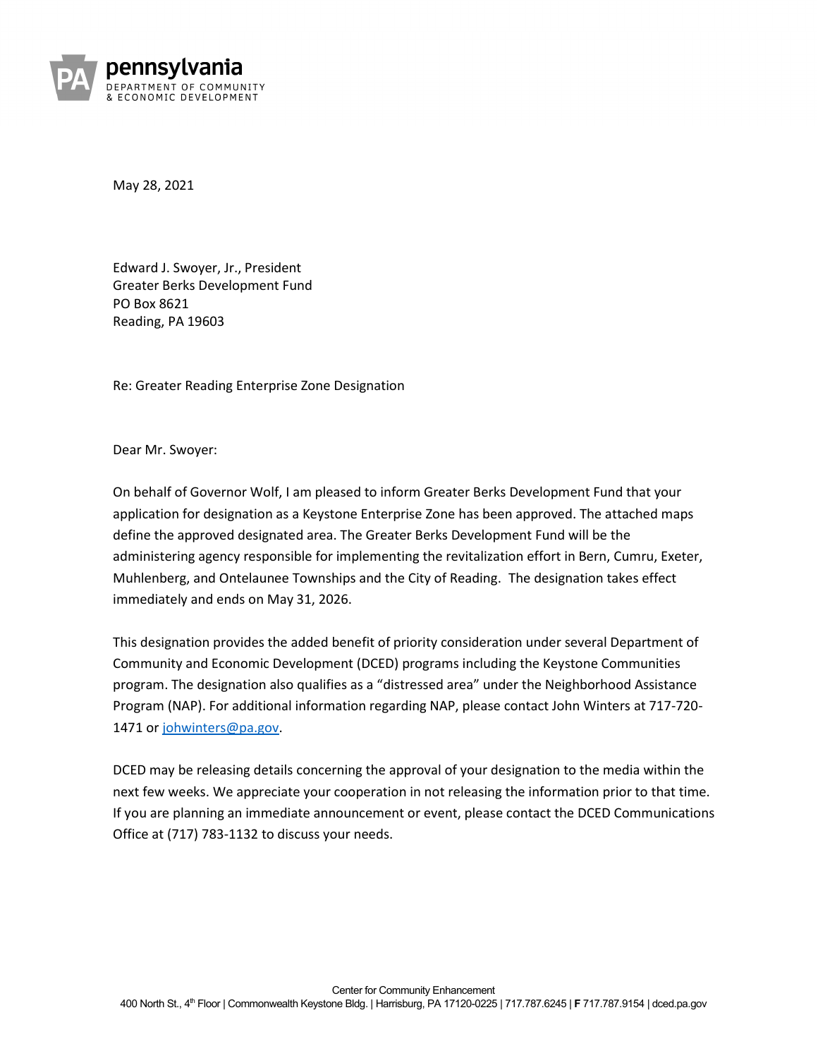**pennsylvania**
DEPARTMENT OF COMMUNITY
& ECONOMIC DEVELOPMENT

May 28, 2021

Edward J. Swoyer, Jr., President
Greater Berks Development Fund
PO Box 8621
Reading, PA 19603

Re: Greater Reading Enterprise Zone Designation

Dear Mr. Swoyer:

On behalf of Governor Wolf, I am pleased to inform Greater Berks Development Fund that your application for designation as a Keystone Enterprise Zone has been approved. The attached maps define the approved designated area. The Greater Berks Development Fund will be the administering agency responsible for implementing the revitalization effort in Bern, Cumru, Exeter, Muhlenberg, and Ontelaunee Townships and the City of Reading. The designation takes effect immediately and ends on May 31, 2026.

This designation provides the added benefit of priority consideration under several Department of Community and Economic Development (DCED) programs including the Keystone Communities program. The designation also qualifies as a "distressed area" under the Neighborhood Assistance Program (NAP). For additional information regarding NAP, please contact John Winters at 717-720-1471 or johwinters@pa.gov.

DCED may be releasing details concerning the approval of your designation to the media within the next few weeks. We appreciate your cooperation in not releasing the information prior to that time. If you are planning an immediate announcement or event, please contact the DCED Communications Office at (717) 783-1132 to discuss your needs.

Center for Community Enhancement
400 North St., 4th Floor | Commonwealth Keystone Bldg. | Harrisburg, PA 17120-0225 | 717.787.6245 | **F** 717.787.9154 | dced.pa.gov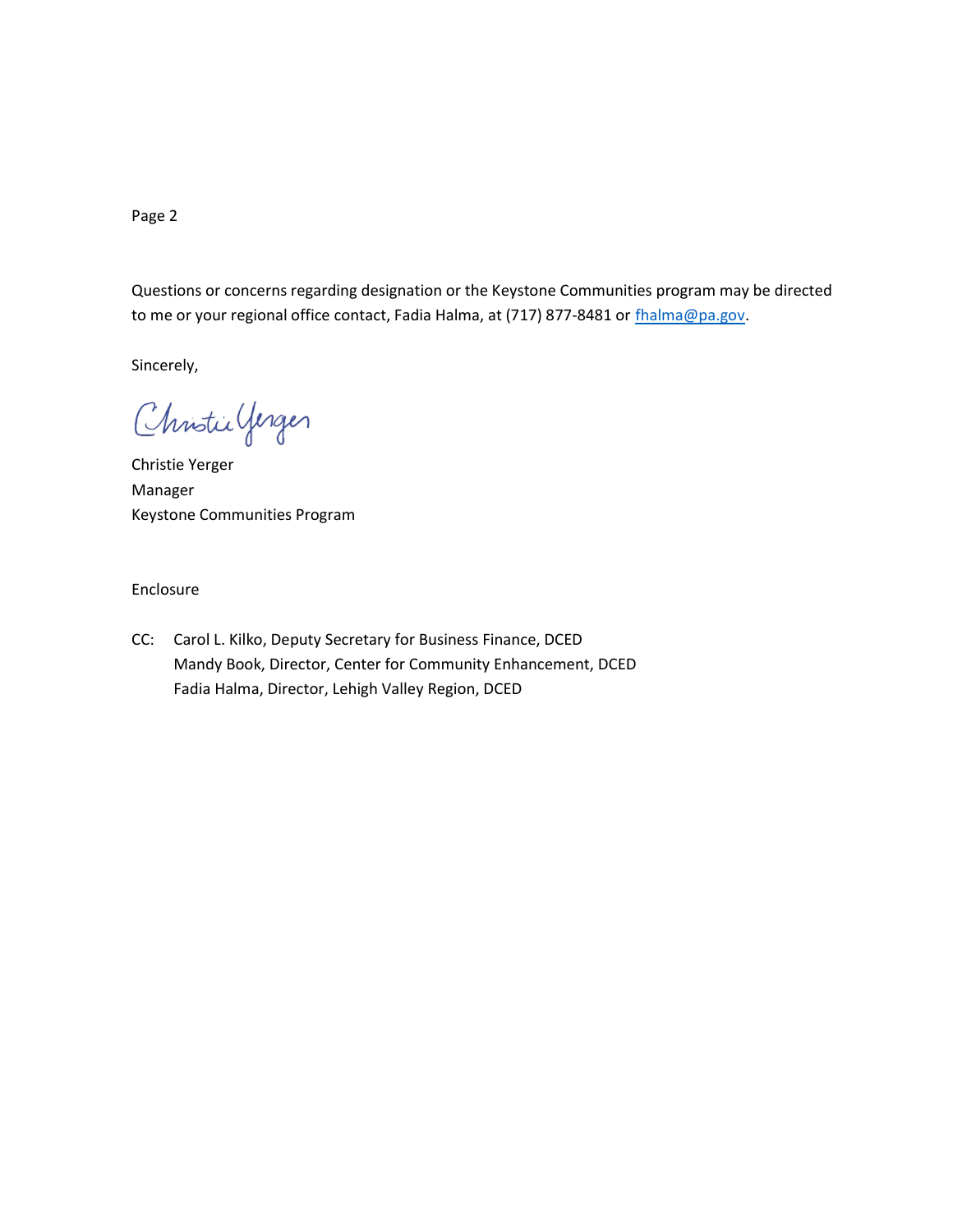Questions or concerns regarding designation or the Keystone Communities program may be directed to me or your regional office contact, Fadia Halma, at (717) 877-8481 or fhalma@pa.gov.

Sincerely,

Christie Yerger  
Manager  
Keystone Communities Program

Enclosure

CC: Carol L. Kilko, Deputy Secretary for Business Finance, DCED  
Mandy Book, Director, Center for Community Enhancement, DCED  
Fadia Halma, Director, Lehigh Valley Region, DCED